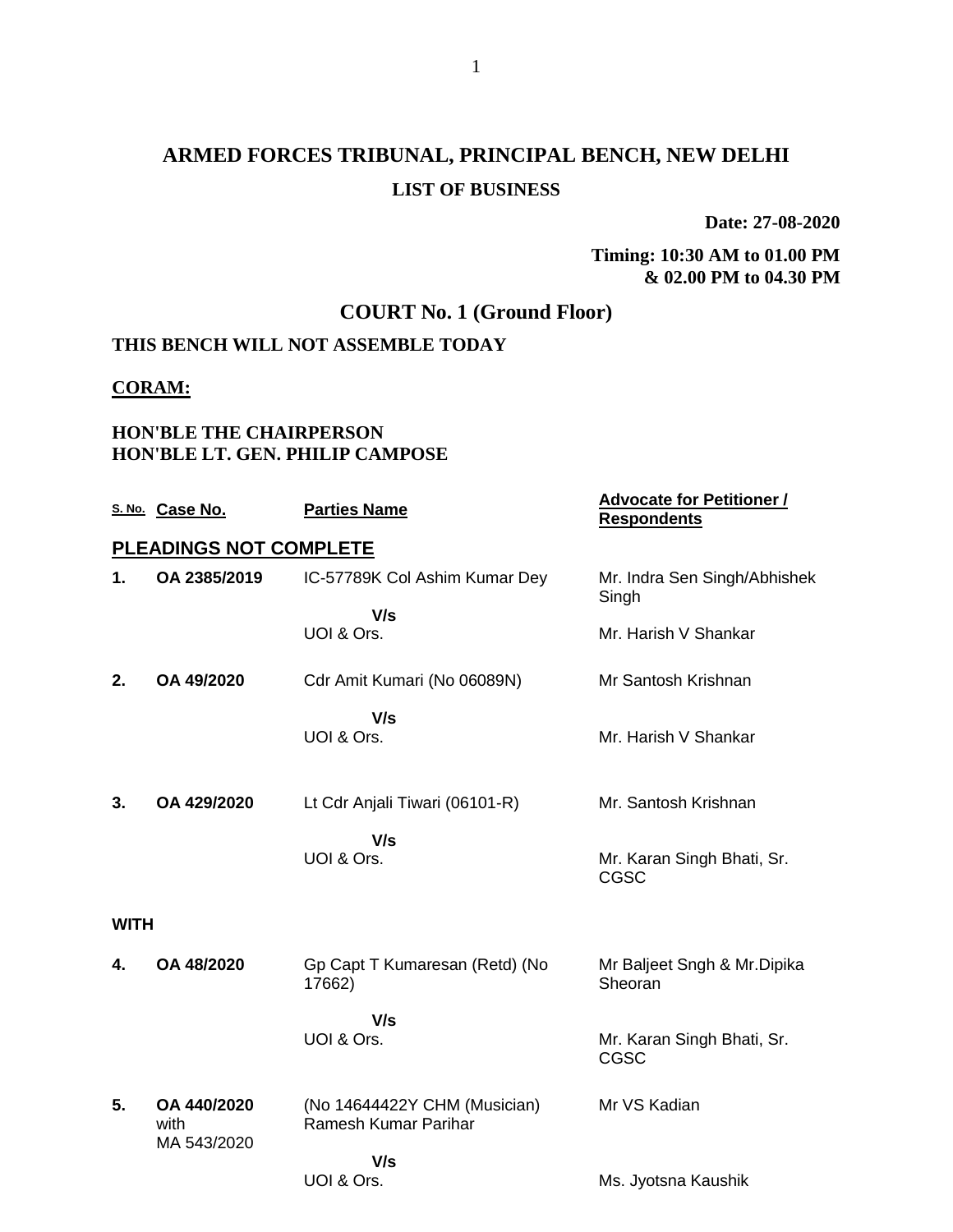# ARMED FORCES TRIBUNAL, PRINCIPAL BENCH, NEW DELHI

## LIST OF BUSINESS

**Date: 27-08-2020**

**Timing: 10:30 AM to 01.00 PM & 02.00 PM to 04.30 PM**

## COURT No. 1 (Ground Floor)

**THIS BENCH WILL NOT ASSEMBLE TODAY**

**CORAM:**

**HON'BLE THE CHAIRPERSON**
**HON'BLE LT. GEN. PHILIP CAMPOSE**

| S. No. | Case No. | Parties Name | Advocate for Petitioner / Respondents |
|---|---|---|---|
| **PLEADINGS NOT COMPLETE** | | | |
| **1.** | **OA 2385/2019** | IC-57789K Col Ashim Kumar Dey<br>**V/s**<br>UOI & Ors. | Mr. Indra Sen Singh/Abhishek Singh<br><br>Mr. Harish V Shankar |
| **2.** | **OA 49/2020** | Cdr Amit Kumari (No 06089N)<br>**V/s**<br>UOI & Ors. | Mr Santosh Krishnan<br><br>Mr. Harish V Shankar |
| **3.** | **OA 429/2020** | Lt Cdr Anjali Tiwari (06101-R)<br>**V/s**<br>UOI & Ors. | Mr. Santosh Krishnan<br><br>Mr. Karan Singh Bhati, Sr. CGSC |
| **WITH** | | | |
| **4.** | **OA 48/2020** | Gp Capt T Kumaresan (Retd) (No 17662)<br>**V/s**<br>UOI & Ors. | Mr Baljeet Sngh & Mr.Dipika Sheoran<br><br>Mr. Karan Singh Bhati, Sr. CGSC |
| **5.** | **OA 440/2020** with MA 543/2020 | (No 14644422Y CHM (Musician) Ramesh Kumar Parihar<br>**V/s**<br>UOI & Ors. | Mr VS Kadian<br><br>Ms. Jyotsna Kaushik |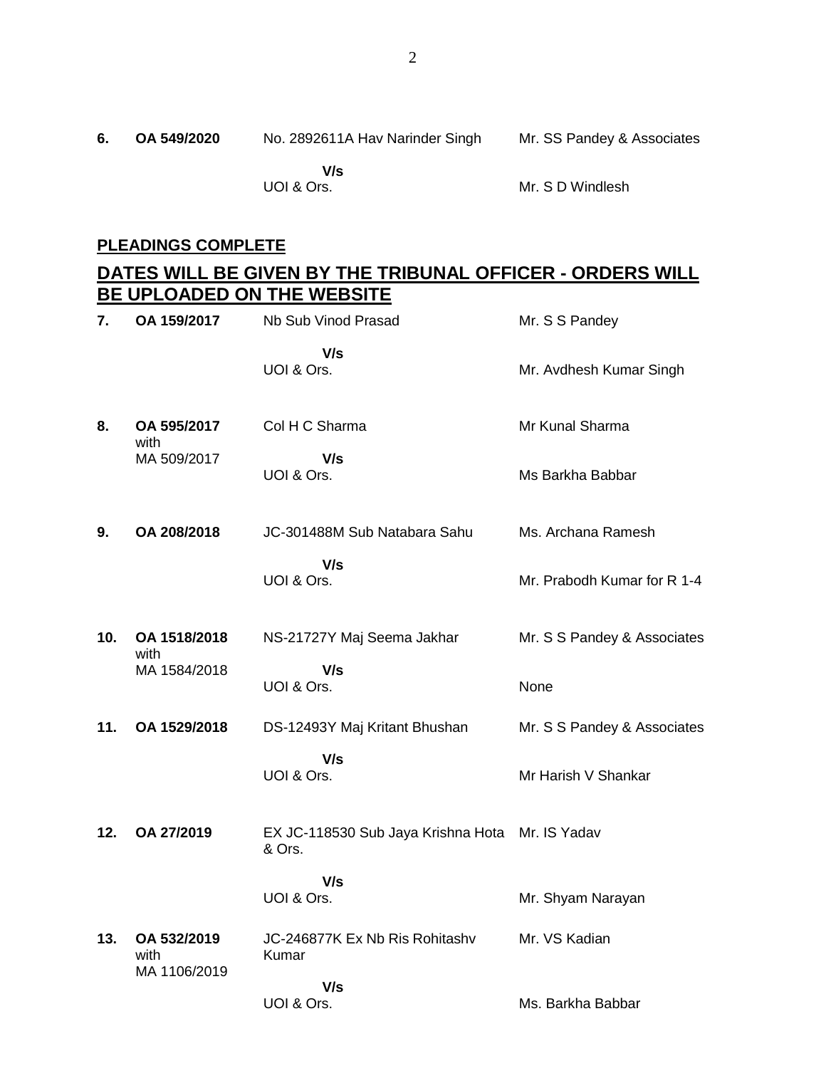| | | | |
|---|---|---|---|
| **6.** | **OA 549/2020** | No. 2892611A Hav Narinder Singh | Mr. SS Pandey & Associates |
| | | **V/s** | |
| | | UOI & Ors. | Mr. S D Windlesh |

**PLEADINGS COMPLETE**

## DATES WILL BE GIVEN BY THE TRIBUNAL OFFICER - ORDERS WILL BE UPLOADED ON THE WEBSITE

| | | | |
|---|---|---|---|
| **7.** | **OA 159/2017** | Nb Sub Vinod Prasad | Mr. S S Pandey |
| | | **V/s** | |
| | | UOI & Ors. | Mr. Avdhesh Kumar Singh |
| **8.** | **OA 595/2017** with MA 509/2017 | Col H C Sharma | Mr Kunal Sharma |
| | | **V/s** | |
| | | UOI & Ors. | Ms Barkha Babbar |
| **9.** | **OA 208/2018** | JC-301488M Sub Natabara Sahu | Ms. Archana Ramesh |
| | | **V/s** | |
| | | UOI & Ors. | Mr. Prabodh Kumar for R 1-4 |
| **10.** | **OA 1518/2018** with MA 1584/2018 | NS-21727Y Maj Seema Jakhar | Mr. S S Pandey & Associates |
| | | **V/s** | |
| | | UOI & Ors. | None |
| **11.** | **OA 1529/2018** | DS-12493Y Maj Kritant Bhushan | Mr. S S Pandey & Associates |
| | | **V/s** | |
| | | UOI & Ors. | Mr Harish V Shankar |
| **12.** | **OA 27/2019** | EX JC-118530 Sub Jaya Krishna Hota & Ors. | Mr. IS Yadav |
| | | **V/s** | |
| | | UOI & Ors. | Mr. Shyam Narayan |
| **13.** | **OA 532/2019** with MA 1106/2019 | JC-246877K Ex Nb Ris Rohitashv Kumar | Mr. VS Kadian |
| | | **V/s** | |
| | | UOI & Ors. | Ms. Barkha Babbar |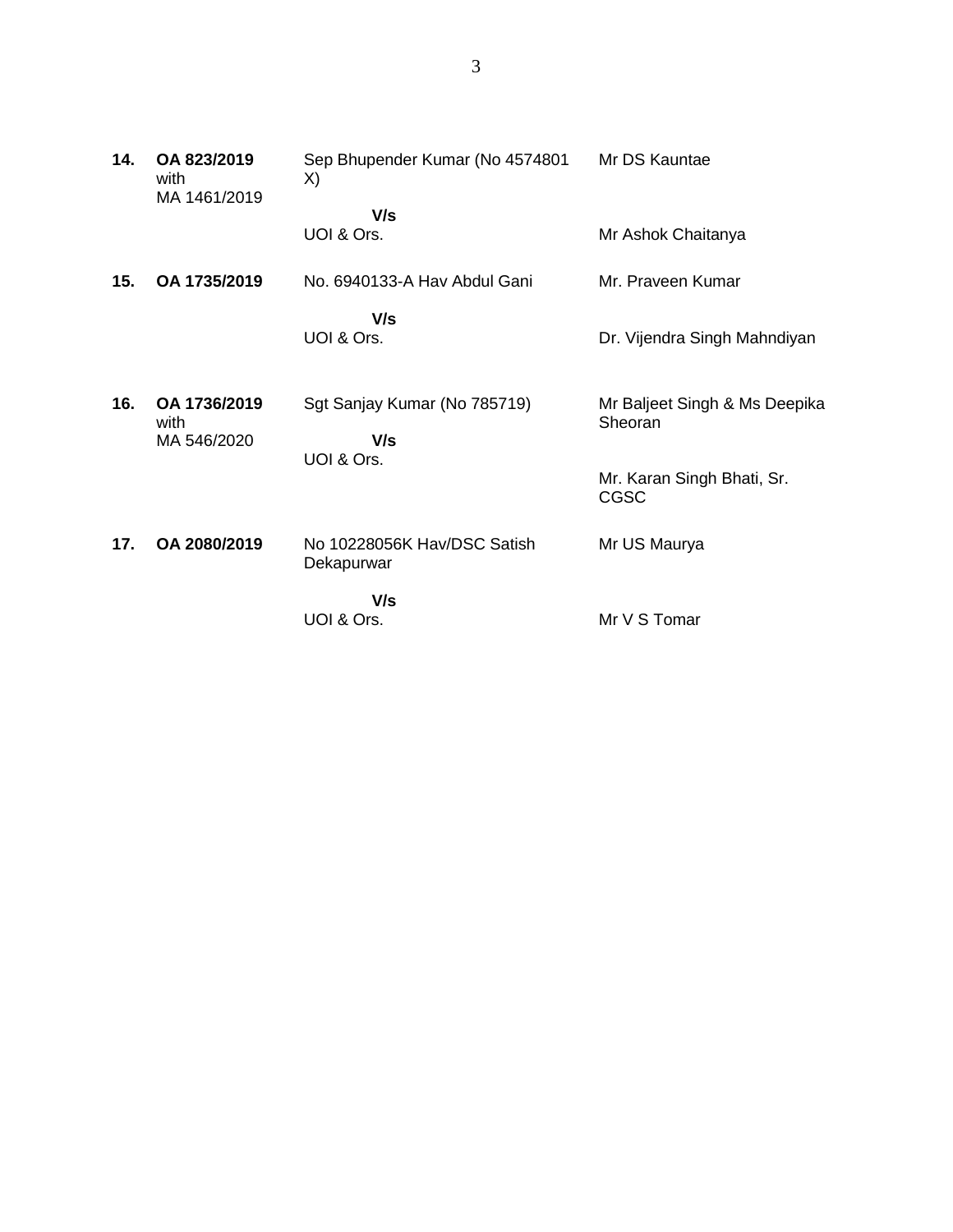| | | | |
|---|---|---|---|
| **14.** | **OA 823/2019** with MA 1461/2019 | Sep Bhupender Kumar (No 4574801 X)<br><br>**V/s**<br>UOI & Ors. | Mr DS Kauntae<br><br><br>Mr Ashok Chaitanya |
| **15.** | **OA 1735/2019** | No. 6940133-A Hav Abdul Gani<br><br>**V/s**<br>UOI & Ors. | Mr. Praveen Kumar<br><br><br>Dr. Vijendra Singh Mahndiyan |
| **16.** | **OA 1736/2019** with MA 546/2020 | Sgt Sanjay Kumar (No 785719)<br><br>**V/s**<br>UOI & Ors. | Mr Baljeet Singh & Ms Deepika Sheoran<br><br>Mr. Karan Singh Bhati, Sr. CGSC |
| **17.** | **OA 2080/2019** | No 10228056K Hav/DSC Satish Dekapurwar<br><br>**V/s**<br>UOI & Ors. | Mr US Maurya<br><br><br>Mr V S Tomar |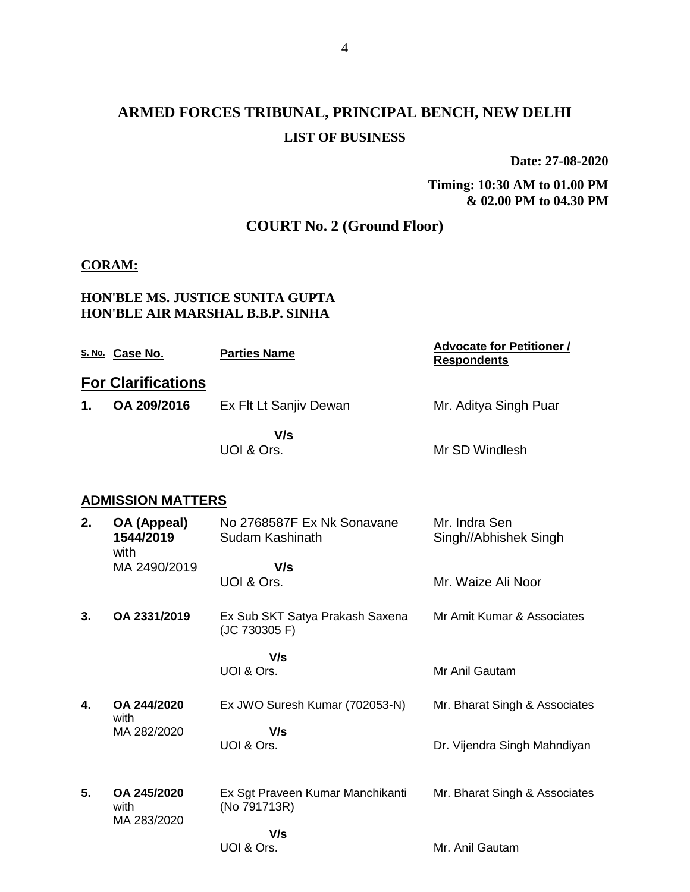# ARMED FORCES TRIBUNAL, PRINCIPAL BENCH, NEW DELHI

### LIST OF BUSINESS

**Date: 27-08-2020**

**Timing: 10:30 AM to 01.00 PM & 02.00 PM to 04.30 PM**

## COURT No. 2 (Ground Floor)

**CORAM:**

**HON'BLE MS. JUSTICE SUNITA GUPTA**
**HON'BLE AIR MARSHAL B.B.P. SINHA**

| S. No. | Case No. | Parties Name | Advocate for Petitioner / Respondents |
|---|---|---|---|
| **For Clarifications** | | | |
| **1.** | **OA 209/2016** | Ex Flt Lt Sanjiv Dewan<br>**V/s**<br>UOI & Ors. | Mr. Aditya Singh Puar<br><br>Mr SD Windlesh |
| **ADMISSION MATTERS** | | | |
| **2.** | **OA (Appeal) 1544/2019** with MA 2490/2019 | No 2768587F Ex Nk Sonavane Sudam Kashinath<br>**V/s**<br>UOI & Ors. | Mr. Indra Sen Singh//Abhishek Singh<br><br>Mr. Waize Ali Noor |
| **3.** | **OA 2331/2019** | Ex Sub SKT Satya Prakash Saxena (JC 730305 F)<br>**V/s**<br>UOI & Ors. | Mr Amit Kumar & Associates<br><br>Mr Anil Gautam |
| **4.** | **OA 244/2020** with MA 282/2020 | Ex JWO Suresh Kumar (702053-N)<br>**V/s**<br>UOI & Ors. | Mr. Bharat Singh & Associates<br><br>Dr. Vijendra Singh Mahndiyan |
| **5.** | **OA 245/2020** with MA 283/2020 | Ex Sgt Praveen Kumar Manchikanti (No 791713R)<br>**V/s**<br>UOI & Ors. | Mr. Bharat Singh & Associates<br><br>Mr. Anil Gautam |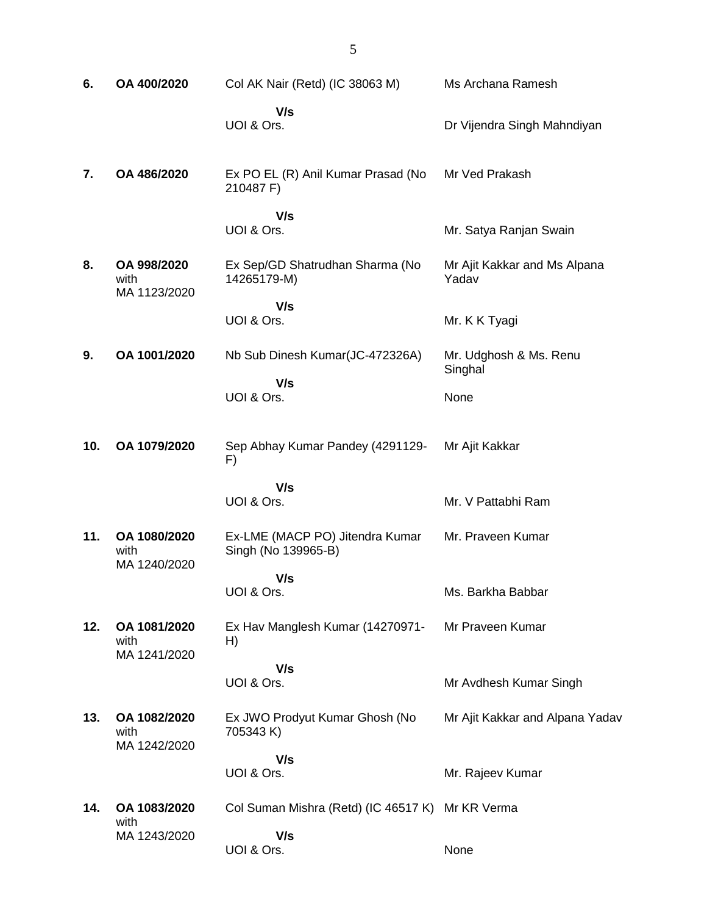| | | | |
|---|---|---|---|
| **6.** | **OA 400/2020** | Col AK Nair (Retd) (IC 38063 M) | Ms Archana Ramesh |
| | | **V/s** | |
| | | UOI & Ors. | Dr Vijendra Singh Mahndiyan |
| **7.** | **OA 486/2020** | Ex PO EL (R) Anil Kumar Prasad (No 210487 F) | Mr Ved Prakash |
| | | **V/s** | |
| | | UOI & Ors. | Mr. Satya Ranjan Swain |
| **8.** | **OA 998/2020** with MA 1123/2020 | Ex Sep/GD Shatrudhan Sharma (No 14265179-M) | Mr Ajit Kakkar and Ms Alpana Yadav |
| | | **V/s** | |
| | | UOI & Ors. | Mr. K K Tyagi |
| **9.** | **OA 1001/2020** | Nb Sub Dinesh Kumar(JC-472326A) | Mr. Udghosh & Ms. Renu Singhal |
| | | **V/s** | |
| | | UOI & Ors. | None |
| **10.** | **OA 1079/2020** | Sep Abhay Kumar Pandey (4291129-F) | Mr Ajit Kakkar |
| | | **V/s** | |
| | | UOI & Ors. | Mr. V Pattabhi Ram |
| **11.** | **OA 1080/2020** with MA 1240/2020 | Ex-LME (MACP PO) Jitendra Kumar Singh (No 139965-B) | Mr. Praveen Kumar |
| | | **V/s** | |
| | | UOI & Ors. | Ms. Barkha Babbar |
| **12.** | **OA 1081/2020** with MA 1241/2020 | Ex Hav Manglesh Kumar (14270971-H) | Mr Praveen Kumar |
| | | **V/s** | |
| | | UOI & Ors. | Mr Avdhesh Kumar Singh |
| **13.** | **OA 1082/2020** with MA 1242/2020 | Ex JWO Prodyut Kumar Ghosh (No 705343 K) | Mr Ajit Kakkar and Alpana Yadav |
| | | **V/s** | |
| | | UOI & Ors. | Mr. Rajeev Kumar |
| **14.** | **OA 1083/2020** with MA 1243/2020 | Col Suman Mishra (Retd) (IC 46517 K) | Mr KR Verma |
| | | **V/s** | |
| | | UOI & Ors. | None |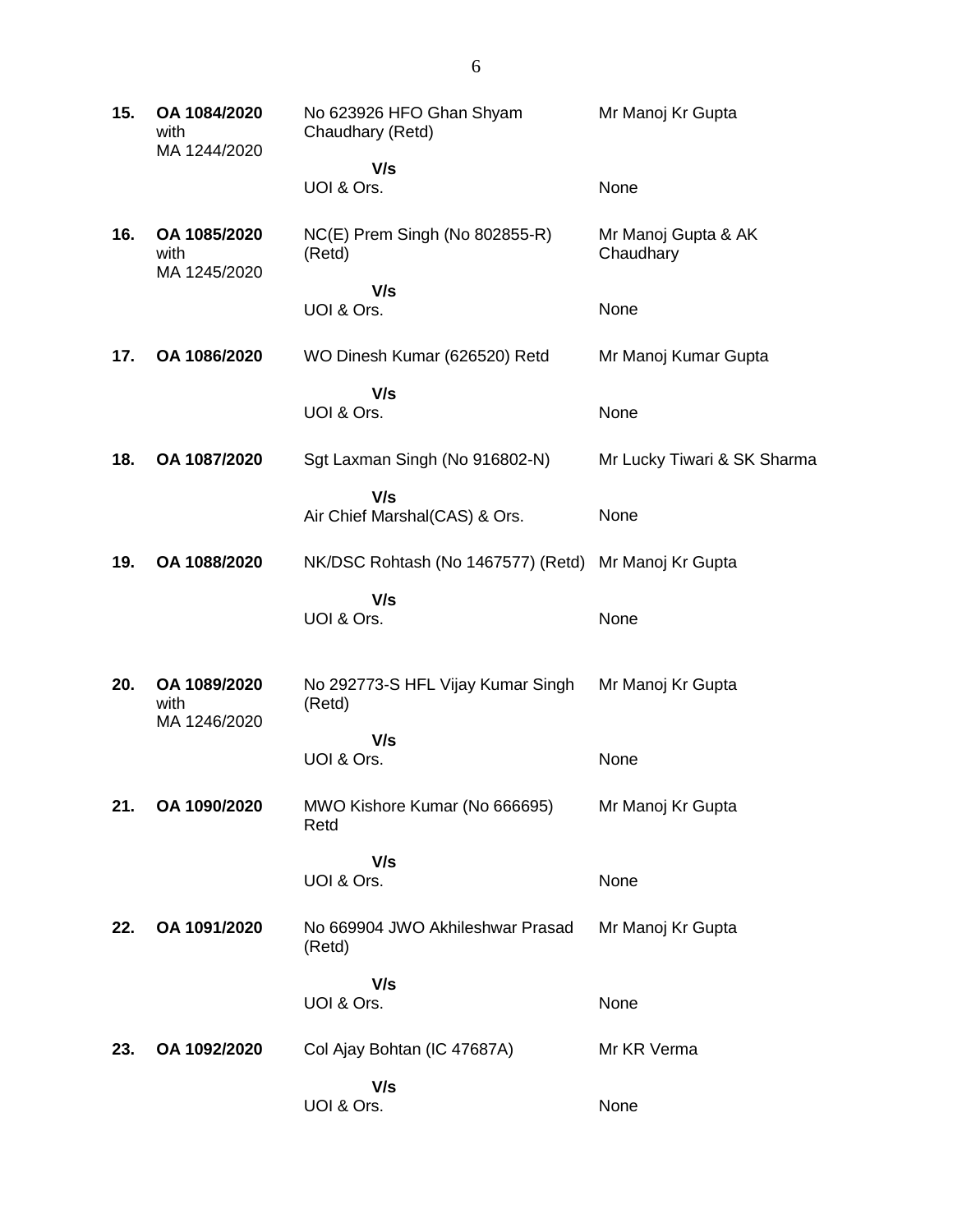| | | | |
|---|---|---|---|
| **15.** | **OA 1084/2020** with MA 1244/2020 | No 623926 HFO Ghan Shyam Chaudhary (Retd) | Mr Manoj Kr Gupta |
| | | **V/s** UOI & Ors. | None |
| **16.** | **OA 1085/2020** with MA 1245/2020 | NC(E) Prem Singh (No 802855-R) (Retd) | Mr Manoj Gupta & AK Chaudhary |
| | | **V/s** UOI & Ors. | None |
| **17.** | **OA 1086/2020** | WO Dinesh Kumar (626520) Retd | Mr Manoj Kumar Gupta |
| | | **V/s** UOI & Ors. | None |
| **18.** | **OA 1087/2020** | Sgt Laxman Singh (No 916802-N) | Mr Lucky Tiwari & SK Sharma |
| | | **V/s** Air Chief Marshal(CAS) & Ors. | None |
| **19.** | **OA 1088/2020** | NK/DSC Rohtash (No 1467577) (Retd) | Mr Manoj Kr Gupta |
| | | **V/s** UOI & Ors. | None |
| **20.** | **OA 1089/2020** with MA 1246/2020 | No 292773-S HFL Vijay Kumar Singh (Retd) | Mr Manoj Kr Gupta |
| | | **V/s** UOI & Ors. | None |
| **21.** | **OA 1090/2020** | MWO Kishore Kumar (No 666695) Retd | Mr Manoj Kr Gupta |
| | | **V/s** UOI & Ors. | None |
| **22.** | **OA 1091/2020** | No 669904 JWO Akhileshwar Prasad (Retd) | Mr Manoj Kr Gupta |
| | | **V/s** UOI & Ors. | None |
| **23.** | **OA 1092/2020** | Col Ajay Bohtan (IC 47687A) | Mr KR Verma |
| | | **V/s** UOI & Ors. | None |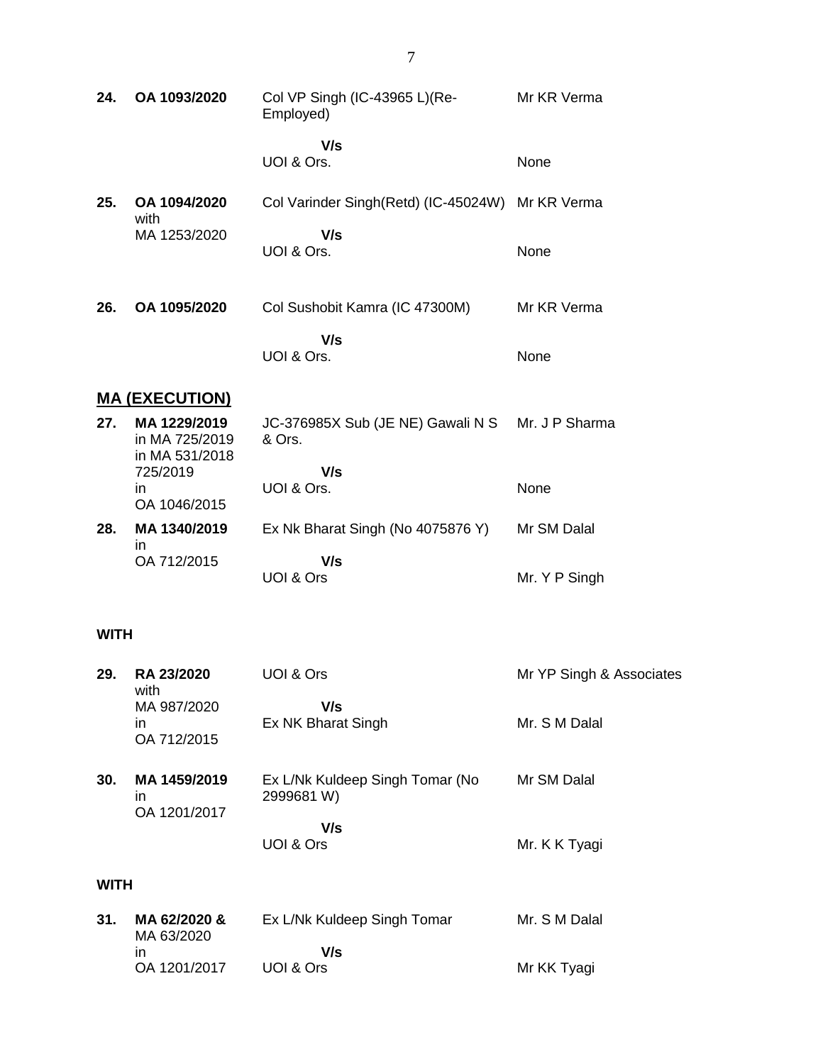| | | | |
|---|---|---|---|
| **24.** | **OA 1093/2020** | Col VP Singh (IC-43965 L)(Re-Employed) | Mr KR Verma |
| | | **V/s** | |
| | | UOI & Ors. | None |
| **25.** | **OA 1094/2020** with MA 1253/2020 | Col Varinder Singh(Retd) (IC-45024W) | Mr KR Verma |
| | | **V/s** | |
| | | UOI & Ors. | None |
| **26.** | **OA 1095/2020** | Col Sushobit Kamra (IC 47300M) | Mr KR Verma |
| | | **V/s** | |
| | | UOI & Ors. | None |

## MA (EXECUTION)

| | | | |
|---|---|---|---|
| **27.** | **MA 1229/2019** in MA 725/2019 in MA 531/2018 725/2019 in OA 1046/2015 | JC-376985X Sub (JE NE) Gawali N S & Ors. | Mr. J P Sharma |
| | | **V/s** | |
| | | UOI & Ors. | None |
| **28.** | **MA 1340/2019** in OA 712/2015 | Ex Nk Bharat Singh (No 4075876 Y) | Mr SM Dalal |
| | | **V/s** | |
| | | UOI & Ors | Mr. Y P Singh |

**WITH**

| | | | |
|---|---|---|---|
| **29.** | **RA 23/2020** with MA 987/2020 in OA 712/2015 | UOI & Ors | Mr YP Singh & Associates |
| | | **V/s** | |
| | | Ex NK Bharat Singh | Mr. S M Dalal |
| **30.** | **MA 1459/2019** in OA 1201/2017 | Ex L/Nk Kuldeep Singh Tomar (No 2999681 W) | Mr SM Dalal |
| | | **V/s** | |
| | | UOI & Ors | Mr. K K Tyagi |

**WITH**

| | | | |
|---|---|---|---|
| **31.** | **MA 62/2020 &** MA 63/2020 in OA 1201/2017 | Ex L/Nk Kuldeep Singh Tomar | Mr. S M Dalal |
| | | **V/s** | |
| | | UOI & Ors | Mr KK Tyagi |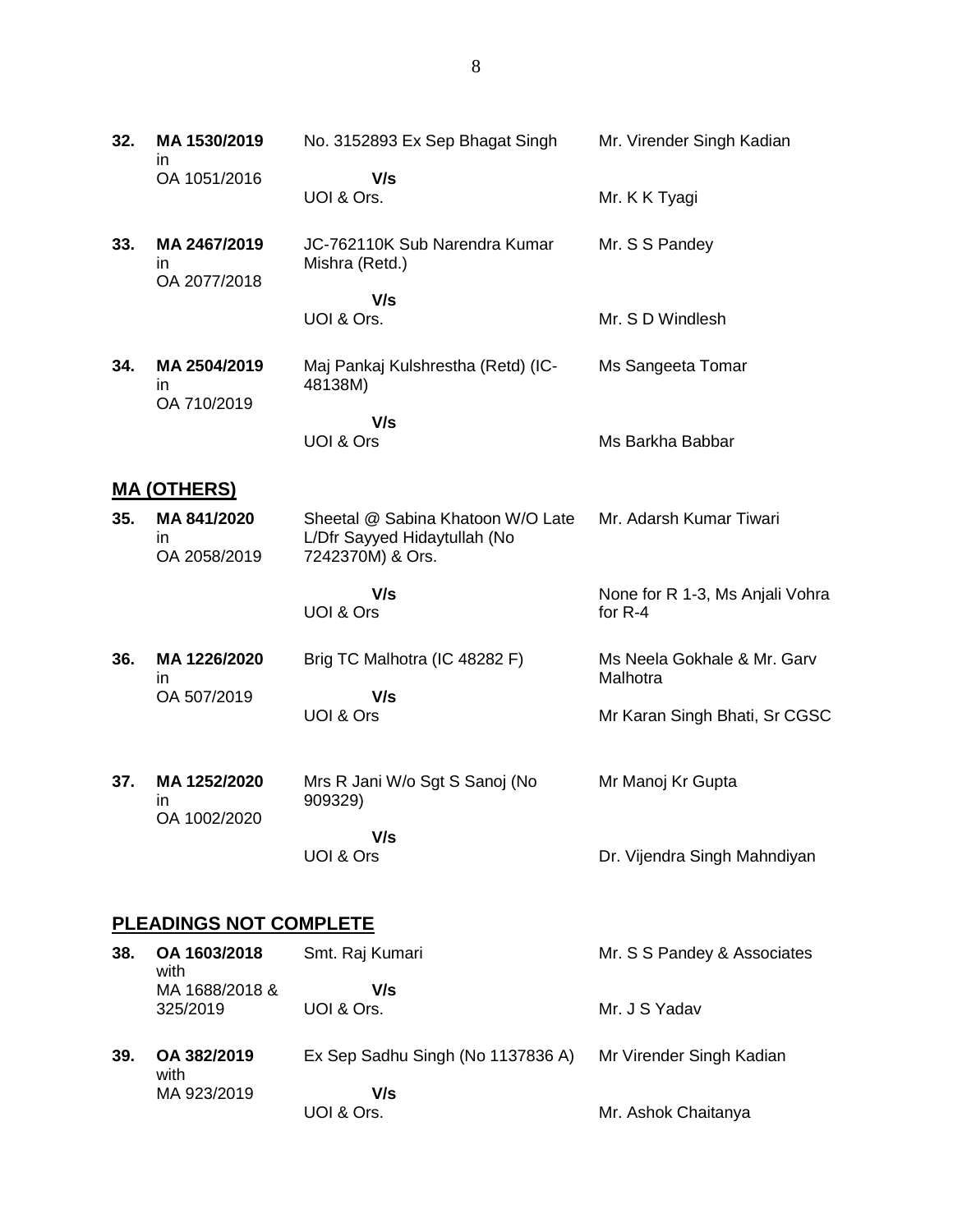| | | | |
|---|---|---|---|
| **32.** | **MA 1530/2019** in OA 1051/2016 | No. 3152893 Ex Sep Bhagat Singh<br>**V/s**<br>UOI & Ors. | Mr. Virender Singh Kadian<br><br>Mr. K K Tyagi |
| **33.** | **MA 2467/2019** in OA 2077/2018 | JC-762110K Sub Narendra Kumar Mishra (Retd.)<br>**V/s**<br>UOI & Ors. | Mr. S S Pandey<br><br>Mr. S D Windlesh |
| **34.** | **MA 2504/2019** in OA 710/2019 | Maj Pankaj Kulshrestha (Retd) (IC-48138M)<br>**V/s**<br>UOI & Ors | Ms Sangeeta Tomar<br><br>Ms Barkha Babbar |

## MA (OTHERS)

| | | | |
|---|---|---|---|
| **35.** | **MA 841/2020** in OA 2058/2019 | Sheetal @ Sabina Khatoon W/O Late L/Dfr Sayyed Hidaytullah (No 7242370M) & Ors.<br>**V/s**<br>UOI & Ors | Mr. Adarsh Kumar Tiwari<br><br>None for R 1-3, Ms Anjali Vohra for R-4 |
| **36.** | **MA 1226/2020** in OA 507/2019 | Brig TC Malhotra (IC 48282 F)<br>**V/s**<br>UOI & Ors | Ms Neela Gokhale & Mr. Garv Malhotra<br><br>Mr Karan Singh Bhati, Sr CGSC |
| **37.** | **MA 1252/2020** in OA 1002/2020 | Mrs R Jani W/o Sgt S Sanoj (No 909329)<br>**V/s**<br>UOI & Ors | Mr Manoj Kr Gupta<br><br>Dr. Vijendra Singh Mahndiyan |

## PLEADINGS NOT COMPLETE

| | | | |
|---|---|---|---|
| **38.** | **OA 1603/2018** with MA 1688/2018 & 325/2019 | Smt. Raj Kumari<br>**V/s**<br>UOI & Ors. | Mr. S S Pandey & Associates<br><br>Mr. J S Yadav |
| **39.** | **OA 382/2019** with MA 923/2019 | Ex Sep Sadhu Singh (No 1137836 A)<br>**V/s**<br>UOI & Ors. | Mr Virender Singh Kadian<br><br>Mr. Ashok Chaitanya |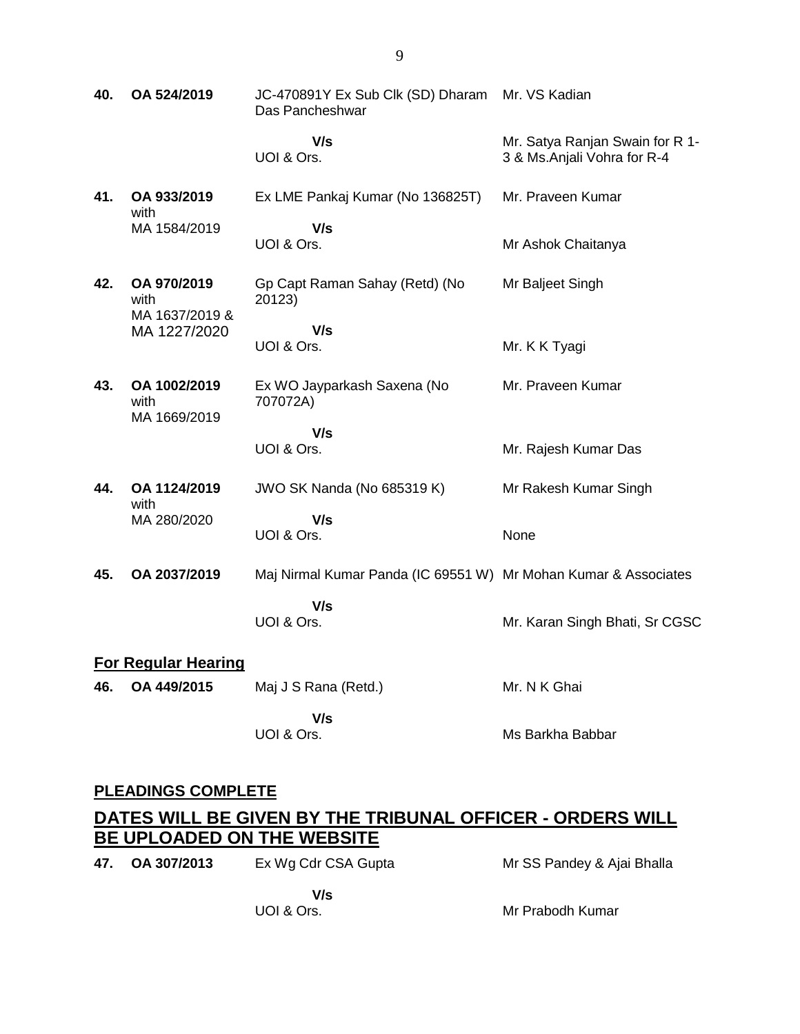| | | | |
|---|---|---|---|
| **40.** | **OA 524/2019** | JC-470891Y Ex Sub Clk (SD) Dharam Das Pancheshwar | Mr. VS Kadian |
| | | **V/s** UOI & Ors. | Mr. Satya Ranjan Swain for R 1-3 & Ms.Anjali Vohra for R-4 |
| **41.** | **OA 933/2019** with MA 1584/2019 | Ex LME Pankaj Kumar (No 136825T) | Mr. Praveen Kumar |
| | | **V/s** UOI & Ors. | Mr Ashok Chaitanya |
| **42.** | **OA 970/2019** with MA 1637/2019 & MA 1227/2020 | Gp Capt Raman Sahay (Retd) (No 20123) | Mr Baljeet Singh |
| | | **V/s** UOI & Ors. | Mr. K K Tyagi |
| **43.** | **OA 1002/2019** with MA 1669/2019 | Ex WO Jayparkash Saxena (No 707072A) | Mr. Praveen Kumar |
| | | **V/s** UOI & Ors. | Mr. Rajesh Kumar Das |
| **44.** | **OA 1124/2019** with MA 280/2020 | JWO SK Nanda (No 685319 K) | Mr Rakesh Kumar Singh |
| | | **V/s** UOI & Ors. | None |
| **45.** | **OA 2037/2019** | Maj Nirmal Kumar Panda (IC 69551 W) | Mr Mohan Kumar & Associates |
| | | **V/s** UOI & Ors. | Mr. Karan Singh Bhati, Sr CGSC |

**For Regular Hearing**

| | | | |
|---|---|---|---|
| **46.** | **OA 449/2015** | Maj J S Rana (Retd.) | Mr. N K Ghai |
| | | **V/s** UOI & Ors. | Ms Barkha Babbar |

**PLEADINGS COMPLETE**

## DATES WILL BE GIVEN BY THE TRIBUNAL OFFICER - ORDERS WILL BE UPLOADED ON THE WEBSITE

| | | | |
|---|---|---|---|
| **47.** | **OA 307/2013** | Ex Wg Cdr CSA Gupta | Mr SS Pandey & Ajai Bhalla |
| | | **V/s** UOI & Ors. | Mr Prabodh Kumar |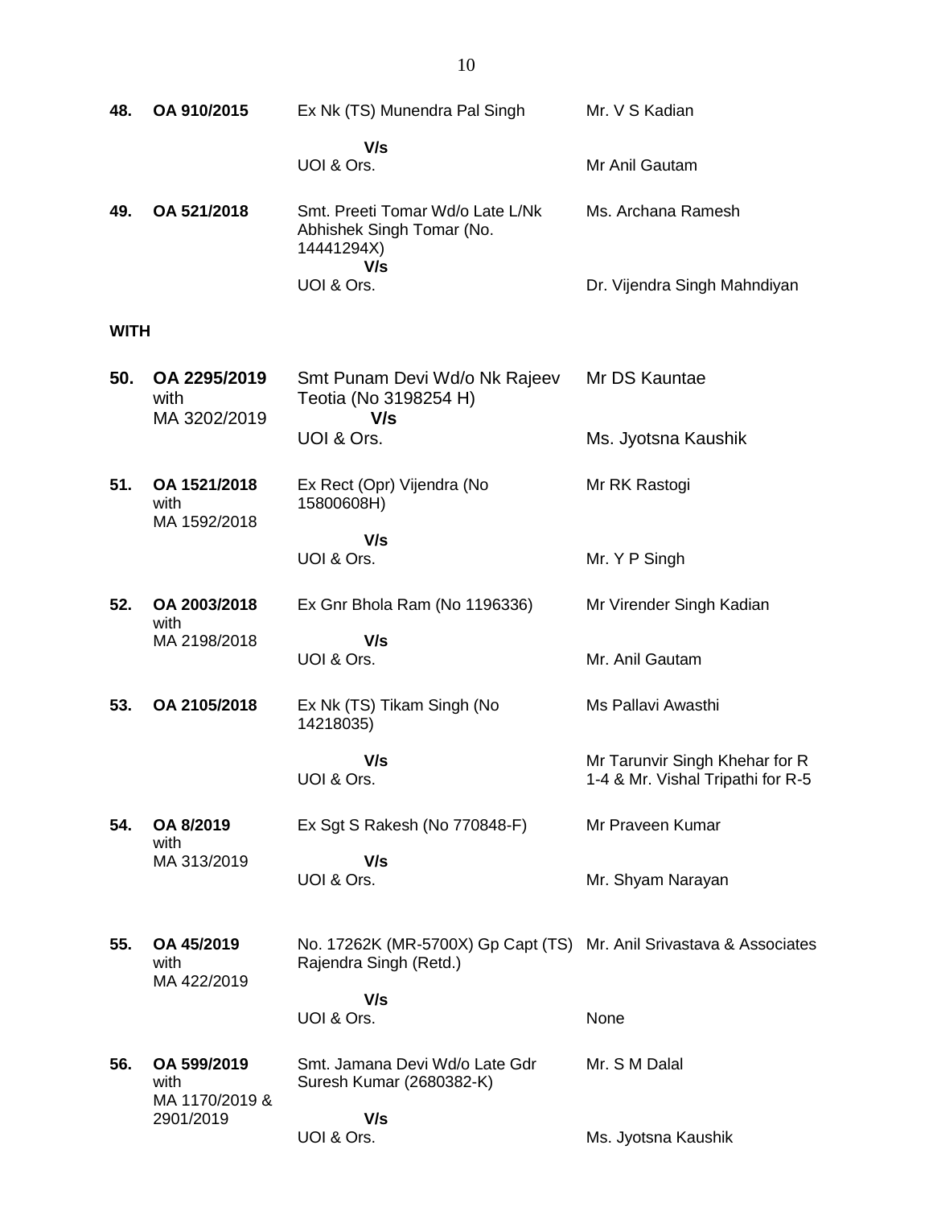| | | | |
|---|---|---|---|
| **48.** | **OA 910/2015** | Ex Nk (TS) Munendra Pal Singh<br>**V/s**<br>UOI & Ors. | Mr. V S Kadian<br><br>Mr Anil Gautam |
| **49.** | **OA 521/2018** | Smt. Preeti Tomar Wd/o Late L/Nk Abhishek Singh Tomar (No. 14441294X)<br>**V/s**<br>UOI & Ors. | Ms. Archana Ramesh<br><br>Dr. Vijendra Singh Mahndiyan |

**WITH**

| | | | |
|---|---|---|---|
| **50.** | **OA 2295/2019** with MA 3202/2019 | Smt Punam Devi Wd/o Nk Rajeev Teotia (No 3198254 H)<br>**V/s**<br>UOI & Ors. | Mr DS Kauntae<br><br>Ms. Jyotsna Kaushik |
| **51.** | **OA 1521/2018** with MA 1592/2018 | Ex Rect (Opr) Vijendra (No 15800608H)<br>**V/s**<br>UOI & Ors. | Mr RK Rastogi<br><br>Mr. Y P Singh |
| **52.** | **OA 2003/2018** with MA 2198/2018 | Ex Gnr Bhola Ram (No 1196336)<br>**V/s**<br>UOI & Ors. | Mr Virender Singh Kadian<br><br>Mr. Anil Gautam |
| **53.** | **OA 2105/2018** | Ex Nk (TS) Tikam Singh (No 14218035)<br>**V/s**<br>UOI & Ors. | Ms Pallavi Awasthi<br><br>Mr Tarunvir Singh Khehar for R 1-4 & Mr. Vishal Tripathi for R-5 |
| **54.** | **OA 8/2019** with MA 313/2019 | Ex Sgt S Rakesh (No 770848-F)<br>**V/s**<br>UOI & Ors. | Mr Praveen Kumar<br><br>Mr. Shyam Narayan |
| **55.** | **OA 45/2019** with MA 422/2019 | No. 17262K (MR-5700X) Gp Capt (TS) Rajendra Singh (Retd.)<br>**V/s**<br>UOI & Ors. | Mr. Anil Srivastava & Associates<br><br>None |
| **56.** | **OA 599/2019** with MA 1170/2019 & 2901/2019 | Smt. Jamana Devi Wd/o Late Gdr Suresh Kumar (2680382-K)<br>**V/s**<br>UOI & Ors. | Mr. S M Dalal<br><br>Ms. Jyotsna Kaushik |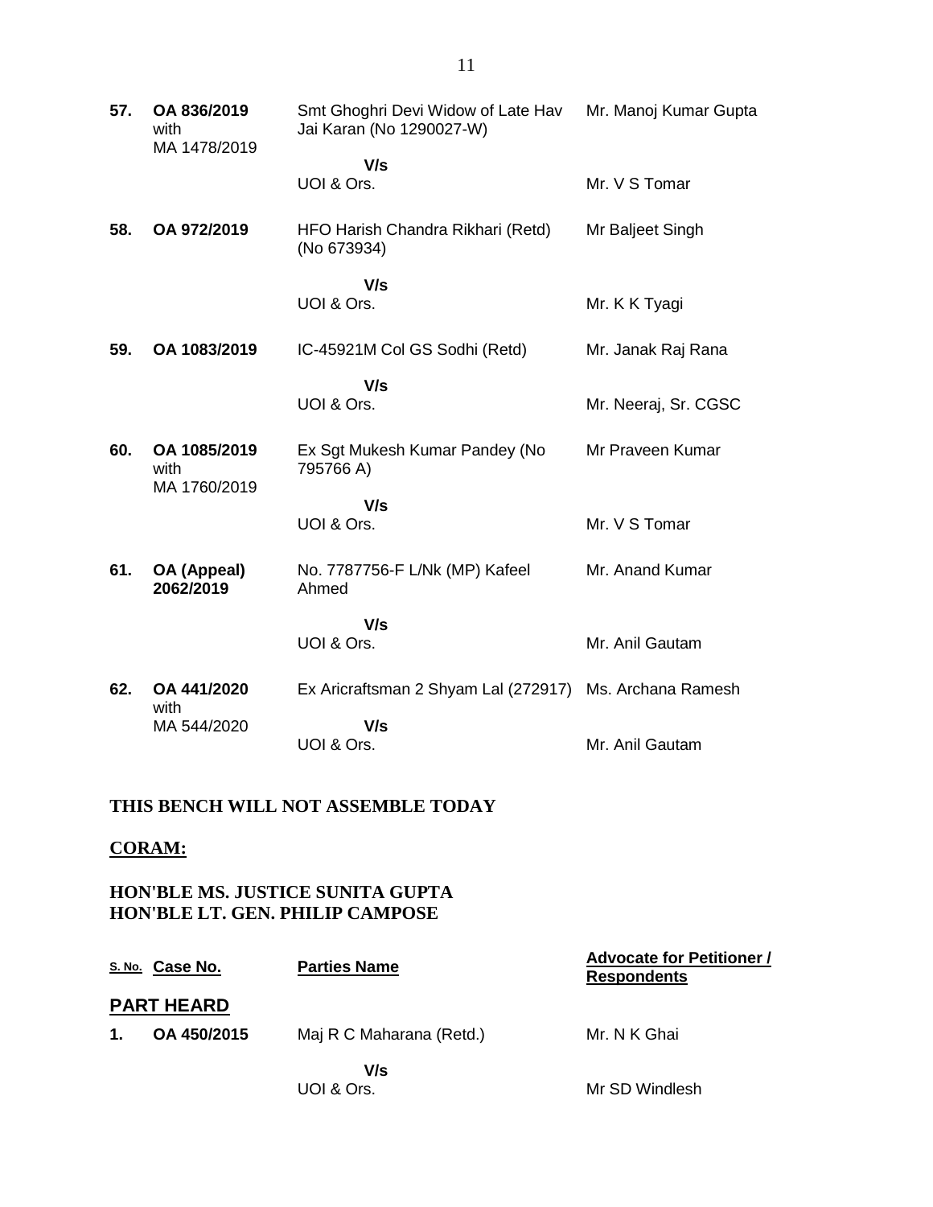| | | | |
|---|---|---|---|
| **57.** | **OA 836/2019** with MA 1478/2019 | Smt Ghoghri Devi Widow of Late Hav Jai Karan (No 1290027-W) | Mr. Manoj Kumar Gupta |
| | | **V/s** UOI & Ors. | Mr. V S Tomar |
| **58.** | **OA 972/2019** | HFO Harish Chandra Rikhari (Retd) (No 673934) | Mr Baljeet Singh |
| | | **V/s** UOI & Ors. | Mr. K K Tyagi |
| **59.** | **OA 1083/2019** | IC-45921M Col GS Sodhi (Retd) | Mr. Janak Raj Rana |
| | | **V/s** UOI & Ors. | Mr. Neeraj, Sr. CGSC |
| **60.** | **OA 1085/2019** with MA 1760/2019 | Ex Sgt Mukesh Kumar Pandey (No 795766 A) | Mr Praveen Kumar |
| | | **V/s** UOI & Ors. | Mr. V S Tomar |
| **61.** | **OA (Appeal) 2062/2019** | No. 7787756-F L/Nk (MP) Kafeel Ahmed | Mr. Anand Kumar |
| | | **V/s** UOI & Ors. | Mr. Anil Gautam |
| **62.** | **OA 441/2020** with MA 544/2020 | Ex Aricraftsman 2 Shyam Lal (272917) | Ms. Archana Ramesh |
| | | **V/s** UOI & Ors. | Mr. Anil Gautam |

**THIS BENCH WILL NOT ASSEMBLE TODAY**

**CORAM:**

**HON'BLE MS. JUSTICE SUNITA GUPTA**
**HON'BLE LT. GEN. PHILIP CAMPOSE**

| S. No. | Case No. | Parties Name | Advocate for Petitioner / Respondents |
|---|---|---|---|
| **PART HEARD** | | | |
| **1.** | **OA 450/2015** | Maj R C Maharana (Retd.) | Mr. N K Ghai |
| | | **V/s** UOI & Ors. | Mr SD Windlesh |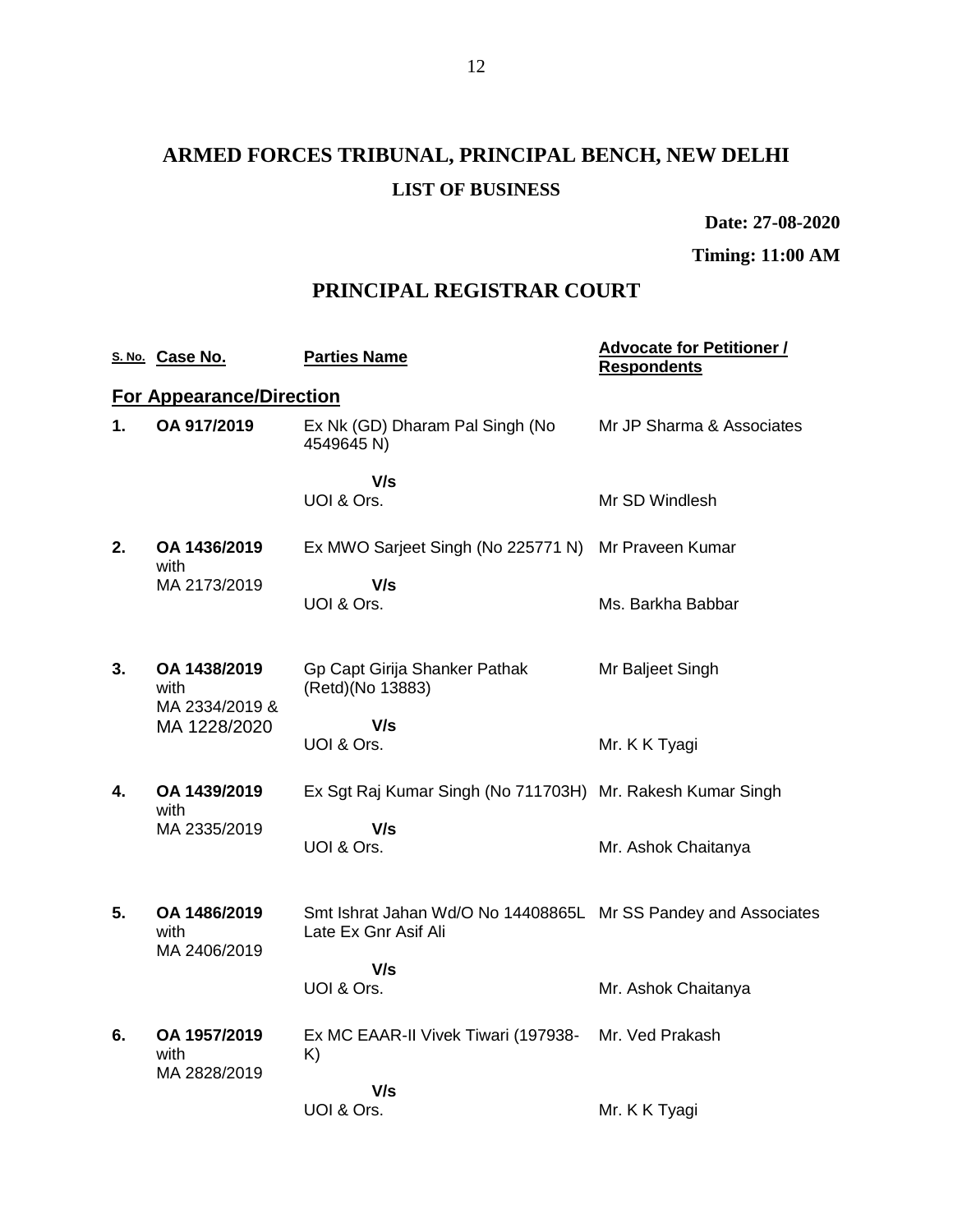# ARMED FORCES TRIBUNAL, PRINCIPAL BENCH, NEW DELHI

## LIST OF BUSINESS

**Date: 27-08-2020**

**Timing: 11:00 AM**

## PRINCIPAL REGISTRAR COURT

| S. No. | Case No. | Parties Name | Advocate for Petitioner / Respondents |
|---|---|---|---|
| **For Appearance/Direction** | | | |
| **1.** | **OA 917/2019** | Ex Nk (GD) Dharam Pal Singh (No 4549645 N) | Mr JP Sharma & Associates |
| | | **V/s** | |
| | | UOI & Ors. | Mr SD Windlesh |
| **2.** | **OA 1436/2019** with MA 2173/2019 | Ex MWO Sarjeet Singh (No 225771 N) | Mr Praveen Kumar |
| | | **V/s** | |
| | | UOI & Ors. | Ms. Barkha Babbar |
| **3.** | **OA 1438/2019** with MA 2334/2019 & MA 1228/2020 | Gp Capt Girija Shanker Pathak (Retd)(No 13883) | Mr Baljeet Singh |
| | | **V/s** | |
| | | UOI & Ors. | Mr. K K Tyagi |
| **4.** | **OA 1439/2019** with MA 2335/2019 | Ex Sgt Raj Kumar Singh (No 711703H) | Mr. Rakesh Kumar Singh |
| | | **V/s** | |
| | | UOI & Ors. | Mr. Ashok Chaitanya |
| **5.** | **OA 1486/2019** with MA 2406/2019 | Smt Ishrat Jahan Wd/O No 14408865L Late Ex Gnr Asif Ali | Mr SS Pandey and Associates |
| | | **V/s** | |
| | | UOI & Ors. | Mr. Ashok Chaitanya |
| **6.** | **OA 1957/2019** with MA 2828/2019 | Ex MC EAAR-II Vivek Tiwari (197938-K) | Mr. Ved Prakash |
| | | **V/s** | |
| | | UOI & Ors. | Mr. K K Tyagi |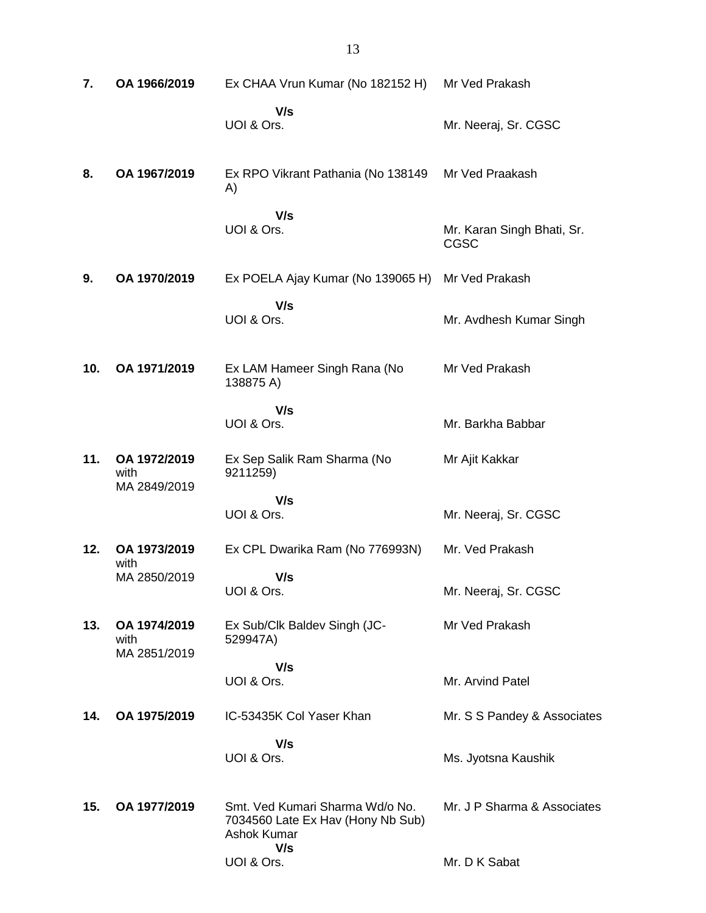| | | | |
|---|---|---|---|
| **7.** | **OA 1966/2019** | Ex CHAA Vrun Kumar (No 182152 H)<br>**V/s**<br>UOI & Ors. | Mr Ved Prakash<br><br>Mr. Neeraj, Sr. CGSC |
| **8.** | **OA 1967/2019** | Ex RPO Vikrant Pathania (No 138149 A)<br>**V/s**<br>UOI & Ors. | Mr Ved Praakash<br><br>Mr. Karan Singh Bhati, Sr. CGSC |
| **9.** | **OA 1970/2019** | Ex POELA Ajay Kumar (No 139065 H)<br>**V/s**<br>UOI & Ors. | Mr Ved Prakash<br><br>Mr. Avdhesh Kumar Singh |
| **10.** | **OA 1971/2019** | Ex LAM Hameer Singh Rana (No 138875 A)<br>**V/s**<br>UOI & Ors. | Mr Ved Prakash<br><br>Mr. Barkha Babbar |
| **11.** | **OA 1972/2019** with MA 2849/2019 | Ex Sep Salik Ram Sharma (No 9211259)<br>**V/s**<br>UOI & Ors. | Mr Ajit Kakkar<br><br>Mr. Neeraj, Sr. CGSC |
| **12.** | **OA 1973/2019** with MA 2850/2019 | Ex CPL Dwarika Ram (No 776993N)<br>**V/s**<br>UOI & Ors. | Mr. Ved Prakash<br><br>Mr. Neeraj, Sr. CGSC |
| **13.** | **OA 1974/2019** with MA 2851/2019 | Ex Sub/Clk Baldev Singh (JC-529947A)<br>**V/s**<br>UOI & Ors. | Mr Ved Prakash<br><br>Mr. Arvind Patel |
| **14.** | **OA 1975/2019** | IC-53435K Col Yaser Khan<br>**V/s**<br>UOI & Ors. | Mr. S S Pandey & Associates<br><br>Ms. Jyotsna Kaushik |
| **15.** | **OA 1977/2019** | Smt. Ved Kumari Sharma Wd/o No. 7034560 Late Ex Hav (Hony Nb Sub) Ashok Kumar<br>**V/s**<br>UOI & Ors. | Mr. J P Sharma & Associates<br><br>Mr. D K Sabat |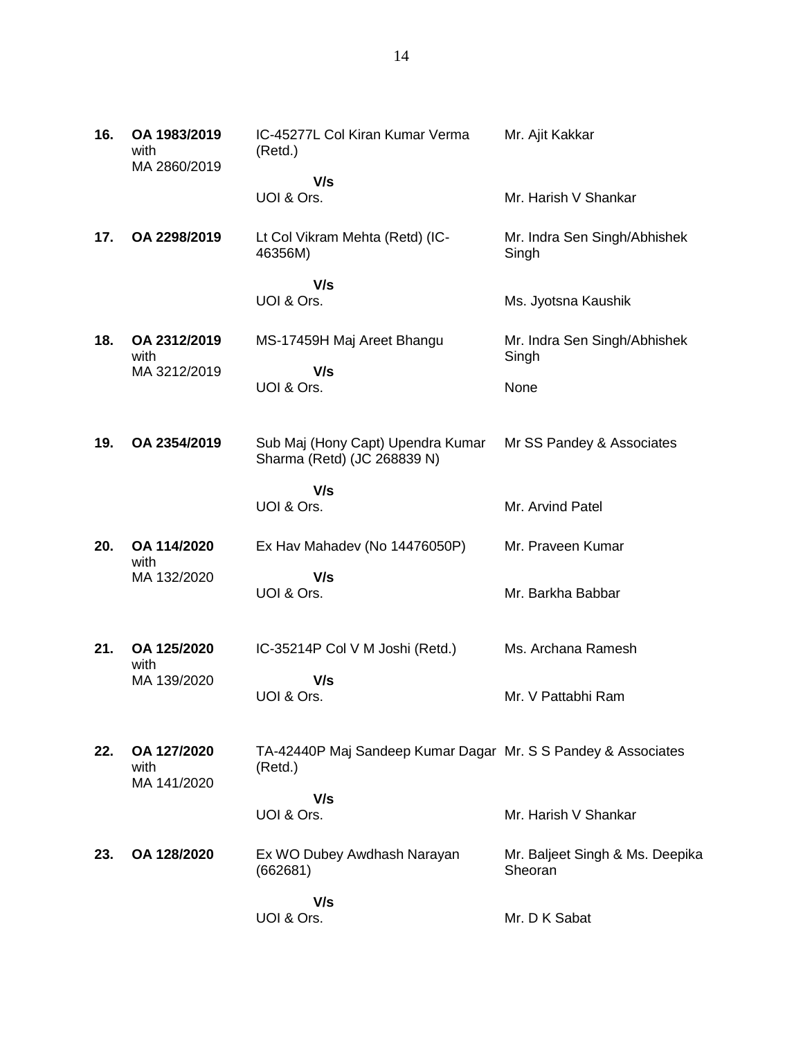| | | | |
|---|---|---|---|
| **16.** | **OA 1983/2019** with MA 2860/2019 | IC-45277L Col Kiran Kumar Verma (Retd.)<br>**V/s**<br>UOI & Ors. | Mr. Ajit Kakkar<br><br>Mr. Harish V Shankar |
| **17.** | **OA 2298/2019** | Lt Col Vikram Mehta (Retd) (IC-46356M)<br>**V/s**<br>UOI & Ors. | Mr. Indra Sen Singh/Abhishek Singh<br><br>Ms. Jyotsna Kaushik |
| **18.** | **OA 2312/2019** with MA 3212/2019 | MS-17459H Maj Areet Bhangu<br>**V/s**<br>UOI & Ors. | Mr. Indra Sen Singh/Abhishek Singh<br><br>None |
| **19.** | **OA 2354/2019** | Sub Maj (Hony Capt) Upendra Kumar Sharma (Retd) (JC 268839 N)<br>**V/s**<br>UOI & Ors. | Mr SS Pandey & Associates<br><br>Mr. Arvind Patel |
| **20.** | **OA 114/2020** with MA 132/2020 | Ex Hav Mahadev (No 14476050P)<br>**V/s**<br>UOI & Ors. | Mr. Praveen Kumar<br><br>Mr. Barkha Babbar |
| **21.** | **OA 125/2020** with MA 139/2020 | IC-35214P Col V M Joshi (Retd.)<br>**V/s**<br>UOI & Ors. | Ms. Archana Ramesh<br><br>Mr. V Pattabhi Ram |
| **22.** | **OA 127/2020** with MA 141/2020 | TA-42440P Maj Sandeep Kumar Dagar (Retd.)<br>**V/s**<br>UOI & Ors. | Mr. S S Pandey & Associates<br><br>Mr. Harish V Shankar |
| **23.** | **OA 128/2020** | Ex WO Dubey Awdhash Narayan (662681)<br>**V/s**<br>UOI & Ors. | Mr. Baljeet Singh & Ms. Deepika Sheoran<br><br>Mr. D K Sabat |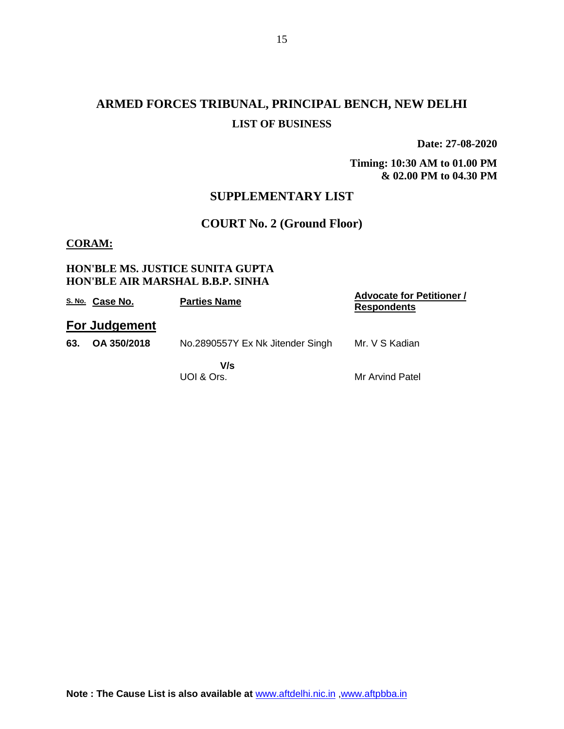# ARMED FORCES TRIBUNAL, PRINCIPAL BENCH, NEW DELHI

## LIST OF BUSINESS

**Date: 27-08-2020**

**Timing: 10:30 AM to 01.00 PM**
**& 02.00 PM to 04.30 PM**

## SUPPLEMENTARY LIST

## COURT No. 2 (Ground Floor)

**CORAM:**

**HON'BLE MS. JUSTICE SUNITA GUPTA**
**HON'BLE AIR MARSHAL B.B.P. SINHA**

| S. No. | Case No. | Parties Name | Advocate for Petitioner / Respondents |
|---|---|---|---|
| **For Judgement** | | | |
| **63.** | **OA 350/2018** | No.2890557Y Ex Nk Jitender Singh | Mr. V S Kadian |
| | | **V/s** | |
| | | UOI & Ors. | Mr Arvind Patel |

**Note : The Cause List is also available at** www.aftdelhi.nic.in ,www.aftpbba.in